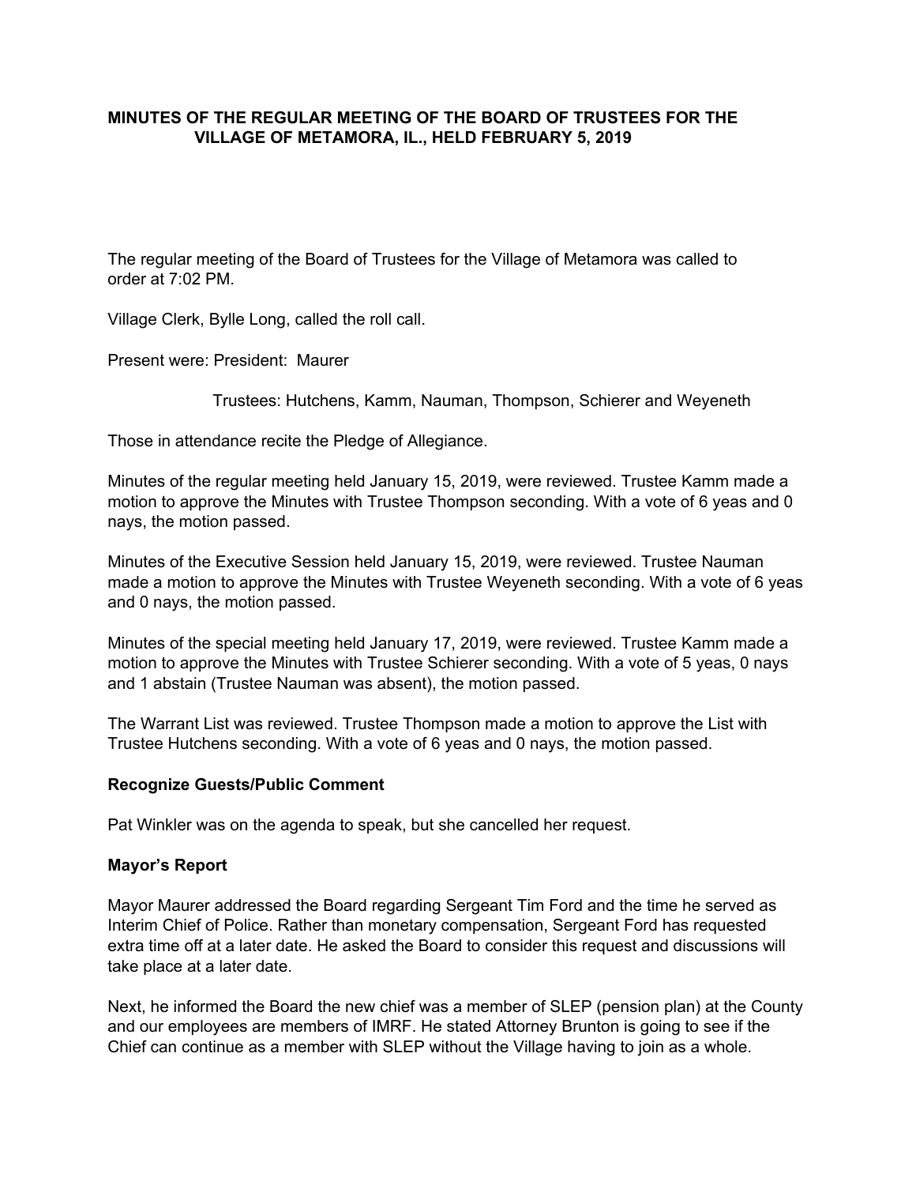# MINUTES OF THE REGULAR MEETING OF THE BOARD OF TRUSTEES FOR THE VILLAGE OF METAMORA, IL., HELD FEBRUARY 5, 2019

The regular meeting of the Board of Trustees for the Village of Metamora was called to order at 7:02 PM.

Village Clerk, Bylle Long, called the roll call.

Present were: President: Maurer

Trustees: Hutchens, Kamm, Nauman, Thompson, Schierer and Weyeneth

Those in attendance recite the Pledge of Allegiance.

Minutes of the regular meeting held January 15, 2019, were reviewed. Trustee Kamm made a motion to approve the Minutes with Trustee Thompson seconding. With a vote of 6 yeas and 0 nays, the motion passed.

Minutes of the Executive Session held January 15, 2019, were reviewed. Trustee Nauman made a motion to approve the Minutes with Trustee Weyeneth seconding. With a vote of 6 yeas and 0 nays, the motion passed.

Minutes of the special meeting held January 17, 2019, were reviewed. Trustee Kamm made a motion to approve the Minutes with Trustee Schierer seconding. With a vote of 5 yeas, 0 nays and 1 abstain (Trustee Nauman was absent), the motion passed.

The Warrant List was reviewed. Trustee Thompson made a motion to approve the List with Trustee Hutchens seconding. With a vote of 6 yeas and 0 nays, the motion passed.

**Recognize Guests/Public Comment**

Pat Winkler was on the agenda to speak, but she cancelled her request.

**Mayor's Report**

Mayor Maurer addressed the Board regarding Sergeant Tim Ford and the time he served as Interim Chief of Police. Rather than monetary compensation, Sergeant Ford has requested extra time off at a later date. He asked the Board to consider this request and discussions will take place at a later date.

Next, he informed the Board the new chief was a member of SLEP (pension plan) at the County and our employees are members of IMRF. He stated Attorney Brunton is going to see if the Chief can continue as a member with SLEP without the Village having to join as a whole.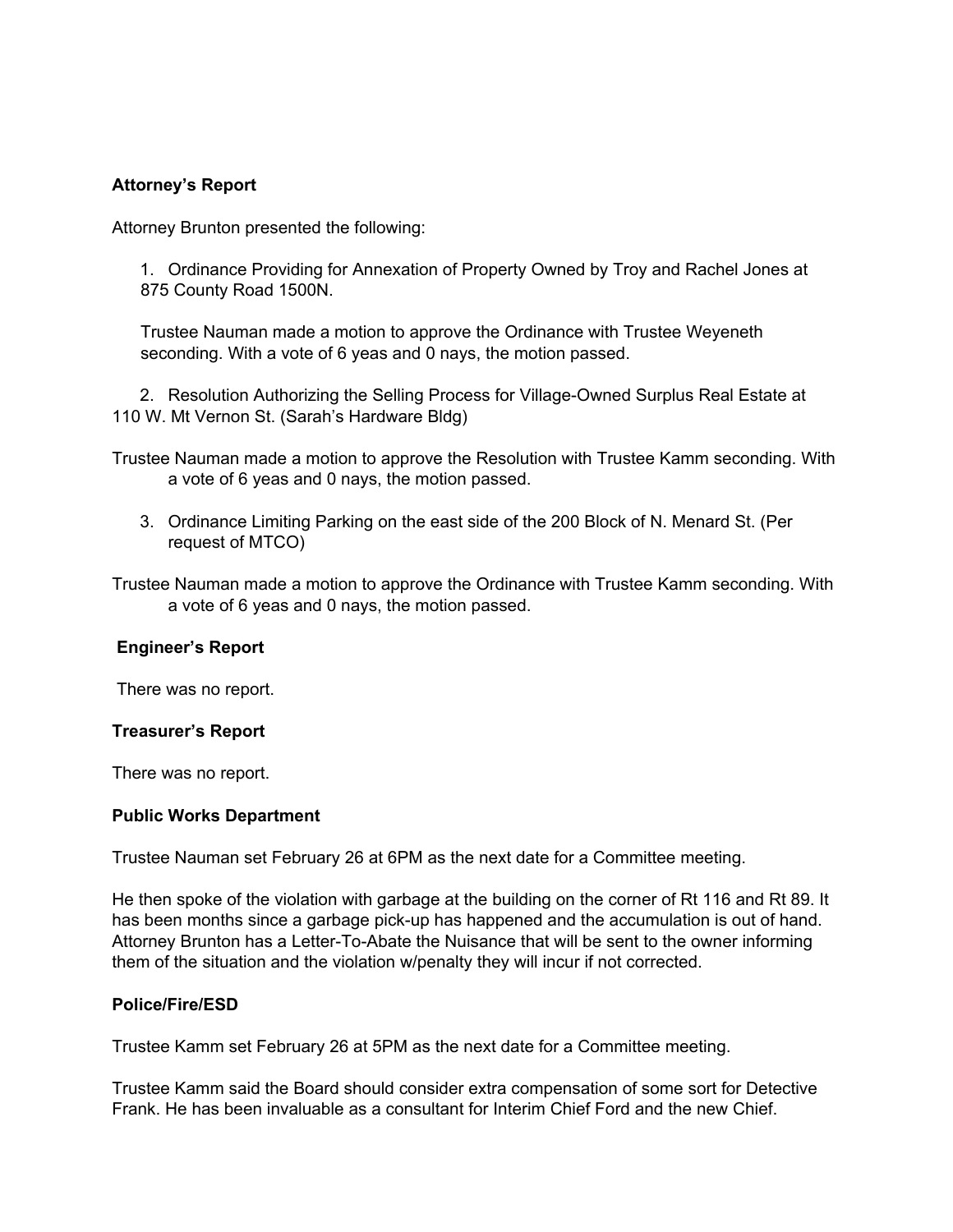**Attorney's Report**

Attorney Brunton presented the following:

1. Ordinance Providing for Annexation of Property Owned by Troy and Rachel Jones at 875 County Road 1500N.

   Trustee Nauman made a motion to approve the Ordinance with Trustee Weyeneth seconding. With a vote of 6 yeas and 0 nays, the motion passed.

2. Resolution Authorizing the Selling Process for Village-Owned Surplus Real Estate at 110 W. Mt Vernon St. (Sarah's Hardware Bldg)

Trustee Nauman made a motion to approve the Resolution with Trustee Kamm seconding. With a vote of 6 yeas and 0 nays, the motion passed.

3. Ordinance Limiting Parking on the east side of the 200 Block of N. Menard St. (Per request of MTCO)

Trustee Nauman made a motion to approve the Ordinance with Trustee Kamm seconding. With a vote of 6 yeas and 0 nays, the motion passed.

**Engineer's Report**

There was no report.

**Treasurer's Report**

There was no report.

**Public Works Department**

Trustee Nauman set February 26 at 6PM as the next date for a Committee meeting.

He then spoke of the violation with garbage at the building on the corner of Rt 116 and Rt 89. It has been months since a garbage pick-up has happened and the accumulation is out of hand. Attorney Brunton has a Letter-To-Abate the Nuisance that will be sent to the owner informing them of the situation and the violation w/penalty they will incur if not corrected.

**Police/Fire/ESD**

Trustee Kamm set February 26 at 5PM as the next date for a Committee meeting.

Trustee Kamm said the Board should consider extra compensation of some sort for Detective Frank. He has been invaluable as a consultant for Interim Chief Ford and the new Chief.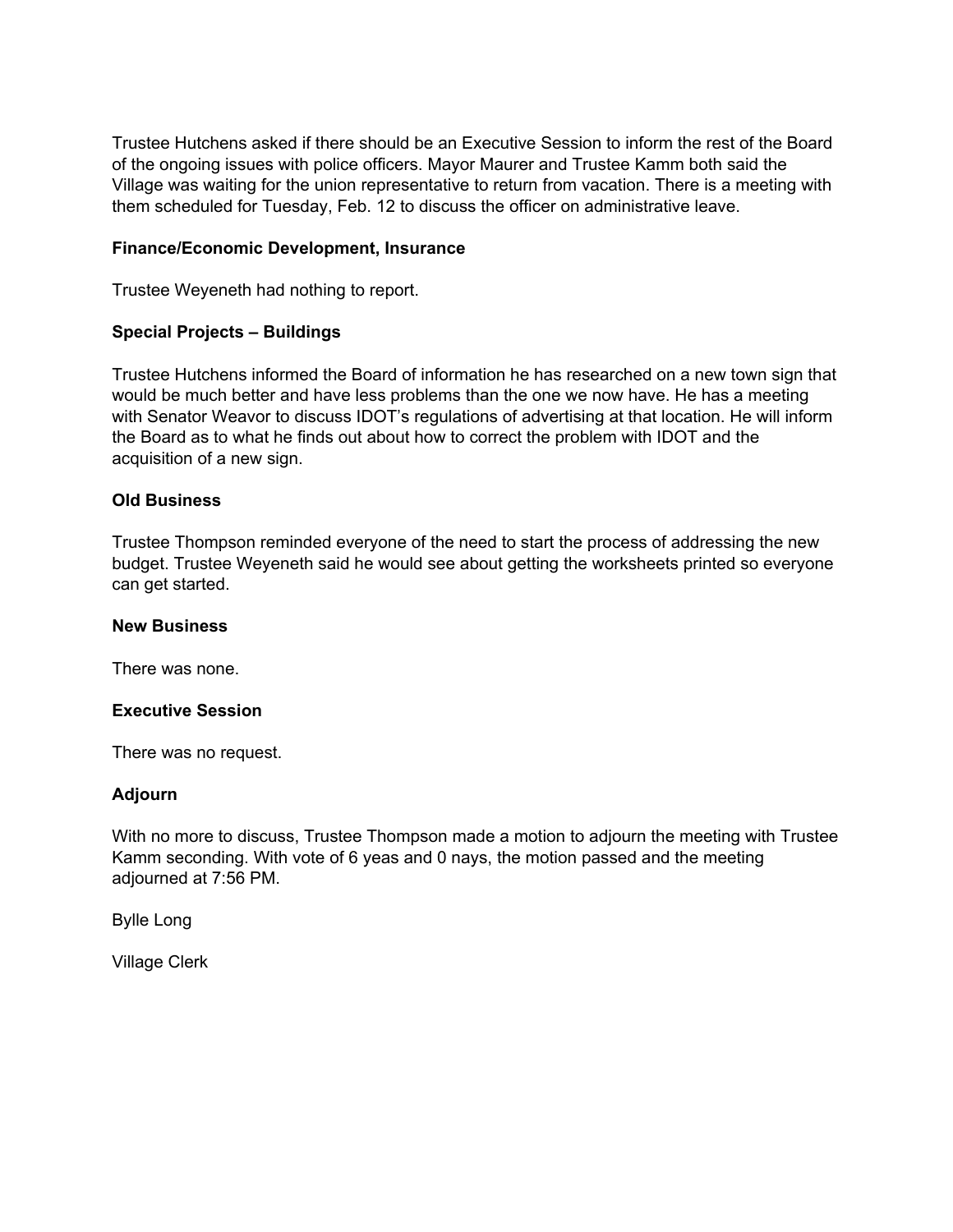Trustee Hutchens asked if there should be an Executive Session to inform the rest of the Board of the ongoing issues with police officers. Mayor Maurer and Trustee Kamm both said the Village was waiting for the union representative to return from vacation. There is a meeting with them scheduled for Tuesday, Feb. 12 to discuss the officer on administrative leave.

**Finance/Economic Development, Insurance**

Trustee Weyeneth had nothing to report.

**Special Projects – Buildings**

Trustee Hutchens informed the Board of information he has researched on a new town sign that would be much better and have less problems than the one we now have. He has a meeting with Senator Weavor to discuss IDOT's regulations of advertising at that location. He will inform the Board as to what he finds out about how to correct the problem with IDOT and the acquisition of a new sign.

**Old Business**

Trustee Thompson reminded everyone of the need to start the process of addressing the new budget. Trustee Weyeneth said he would see about getting the worksheets printed so everyone can get started.

**New Business**

There was none.

**Executive Session**

There was no request.

**Adjourn**

With no more to discuss, Trustee Thompson made a motion to adjourn the meeting with Trustee Kamm seconding. With vote of 6 yeas and 0 nays, the motion passed and the meeting adjourned at 7:56 PM.

Bylle Long

Village Clerk